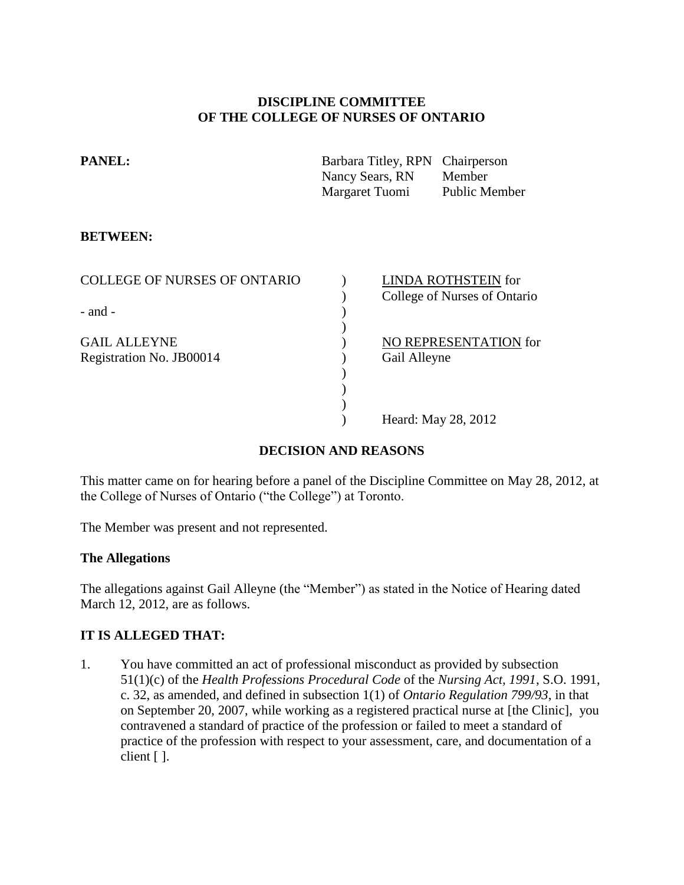**DISCIPLINE COMMITTEE**
**OF THE COLLEGE OF NURSES OF ONTARIO**

**PANEL:**

| | |
|---|---|
| Barbara Titley, RPN | Chairperson |
| Nancy Sears, RN | Member |
| Margaret Tuomi | Public Member |

**BETWEEN:**

| | |
|---|---|
| COLLEGE OF NURSES OF ONTARIO | LINDA ROTHSTEIN for College of Nurses of Ontario |
| - and - | |
| GAIL ALLEYNE<br>Registration No. JB00014 | NO REPRESENTATION for Gail Alleyne |
| | Heard: May 28, 2012 |

**DECISION AND REASONS**

This matter came on for hearing before a panel of the Discipline Committee on May 28, 2012, at the College of Nurses of Ontario ("the College") at Toronto.

The Member was present and not represented.

**The Allegations**

The allegations against Gail Alleyne (the "Member") as stated in the Notice of Hearing dated March 12, 2012, are as follows.

**IT IS ALLEGED THAT:**

1. You have committed an act of professional misconduct as provided by subsection 51(1)(c) of the *Health Professions Procedural Code* of the *Nursing Act, 1991*, S.O. 1991, c. 32, as amended, and defined in subsection 1(1) of *Ontario Regulation 799/93*, in that on September 20, 2007, while working as a registered practical nurse at [the Clinic], you contravened a standard of practice of the profession or failed to meet a standard of practice of the profession with respect to your assessment, care, and documentation of a client [ ].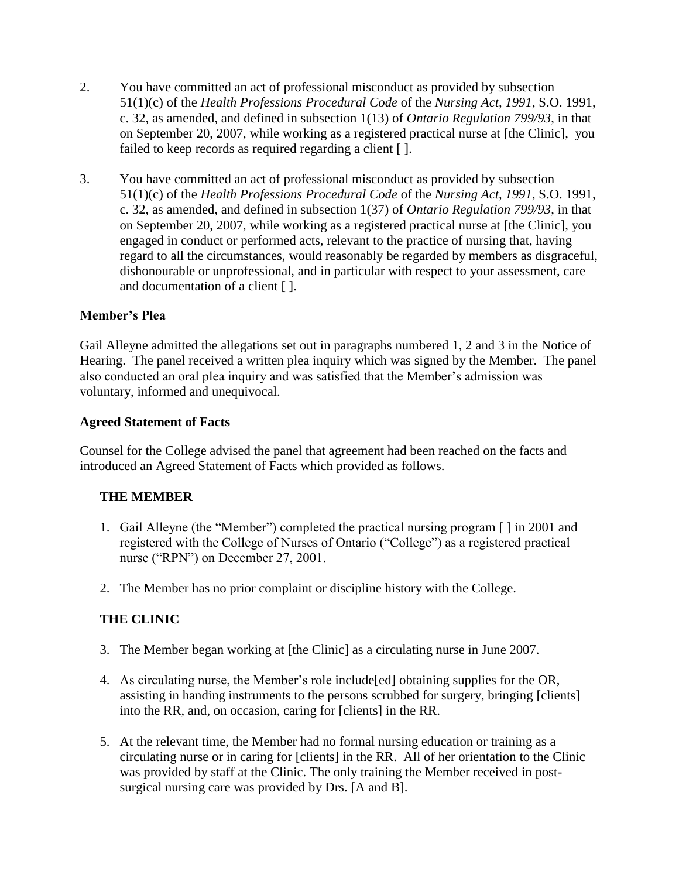2. You have committed an act of professional misconduct as provided by subsection 51(1)(c) of the *Health Professions Procedural Code* of the *Nursing Act, 1991*, S.O. 1991, c. 32, as amended, and defined in subsection 1(13) of *Ontario Regulation 799/93*, in that on September 20, 2007, while working as a registered practical nurse at [the Clinic], you failed to keep records as required regarding a client [ ].

3. You have committed an act of professional misconduct as provided by subsection 51(1)(c) of the *Health Professions Procedural Code* of the *Nursing Act, 1991*, S.O. 1991, c. 32, as amended, and defined in subsection 1(37) of *Ontario Regulation 799/93*, in that on September 20, 2007, while working as a registered practical nurse at [the Clinic], you engaged in conduct or performed acts, relevant to the practice of nursing that, having regard to all the circumstances, would reasonably be regarded by members as disgraceful, dishonourable or unprofessional, and in particular with respect to your assessment, care and documentation of a client [ ].

**Member's Plea**

Gail Alleyne admitted the allegations set out in paragraphs numbered 1, 2 and 3 in the Notice of Hearing. The panel received a written plea inquiry which was signed by the Member. The panel also conducted an oral plea inquiry and was satisfied that the Member's admission was voluntary, informed and unequivocal.

**Agreed Statement of Facts**

Counsel for the College advised the panel that agreement had been reached on the facts and introduced an Agreed Statement of Facts which provided as follows.

**THE MEMBER**

1. Gail Alleyne (the "Member") completed the practical nursing program [ ] in 2001 and registered with the College of Nurses of Ontario ("College") as a registered practical nurse ("RPN") on December 27, 2001.

2. The Member has no prior complaint or discipline history with the College.

**THE CLINIC**

3. The Member began working at [the Clinic] as a circulating nurse in June 2007.

4. As circulating nurse, the Member's role include[ed] obtaining supplies for the OR, assisting in handing instruments to the persons scrubbed for surgery, bringing [clients] into the RR, and, on occasion, caring for [clients] in the RR.

5. At the relevant time, the Member had no formal nursing education or training as a circulating nurse or in caring for [clients] in the RR. All of her orientation to the Clinic was provided by staff at the Clinic. The only training the Member received in post-surgical nursing care was provided by Drs. [A and B].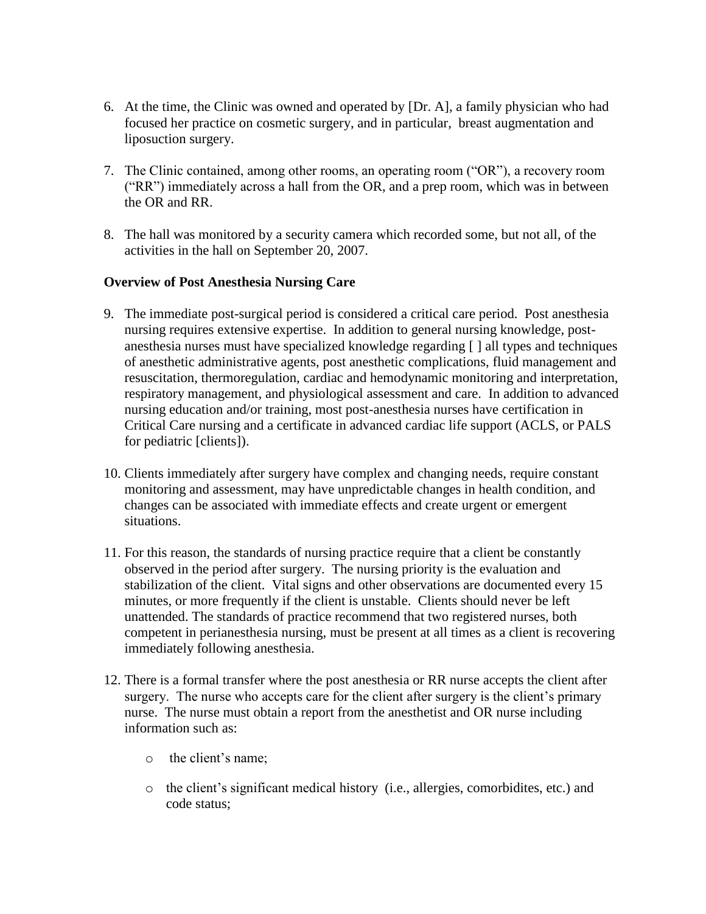6. At the time, the Clinic was owned and operated by [Dr. A], a family physician who had focused her practice on cosmetic surgery, and in particular, breast augmentation and liposuction surgery.

7. The Clinic contained, among other rooms, an operating room ("OR"), a recovery room ("RR") immediately across a hall from the OR, and a prep room, which was in between the OR and RR.

8. The hall was monitored by a security camera which recorded some, but not all, of the activities in the hall on September 20, 2007.

**Overview of Post Anesthesia Nursing Care**

9. The immediate post-surgical period is considered a critical care period. Post anesthesia nursing requires extensive expertise. In addition to general nursing knowledge, post-anesthesia nurses must have specialized knowledge regarding [ ] all types and techniques of anesthetic administrative agents, post anesthetic complications, fluid management and resuscitation, thermoregulation, cardiac and hemodynamic monitoring and interpretation, respiratory management, and physiological assessment and care. In addition to advanced nursing education and/or training, most post-anesthesia nurses have certification in Critical Care nursing and a certificate in advanced cardiac life support (ACLS, or PALS for pediatric [clients]).

10. Clients immediately after surgery have complex and changing needs, require constant monitoring and assessment, may have unpredictable changes in health condition, and changes can be associated with immediate effects and create urgent or emergent situations.

11. For this reason, the standards of nursing practice require that a client be constantly observed in the period after surgery. The nursing priority is the evaluation and stabilization of the client. Vital signs and other observations are documented every 15 minutes, or more frequently if the client is unstable. Clients should never be left unattended. The standards of practice recommend that two registered nurses, both competent in perianesthesia nursing, must be present at all times as a client is recovering immediately following anesthesia.

12. There is a formal transfer where the post anesthesia or RR nurse accepts the client after surgery. The nurse who accepts care for the client after surgery is the client's primary nurse. The nurse must obtain a report from the anesthetist and OR nurse including information such as:

    - the client's name;

    - the client's significant medical history (i.e., allergies, comorbidites, etc.) and code status;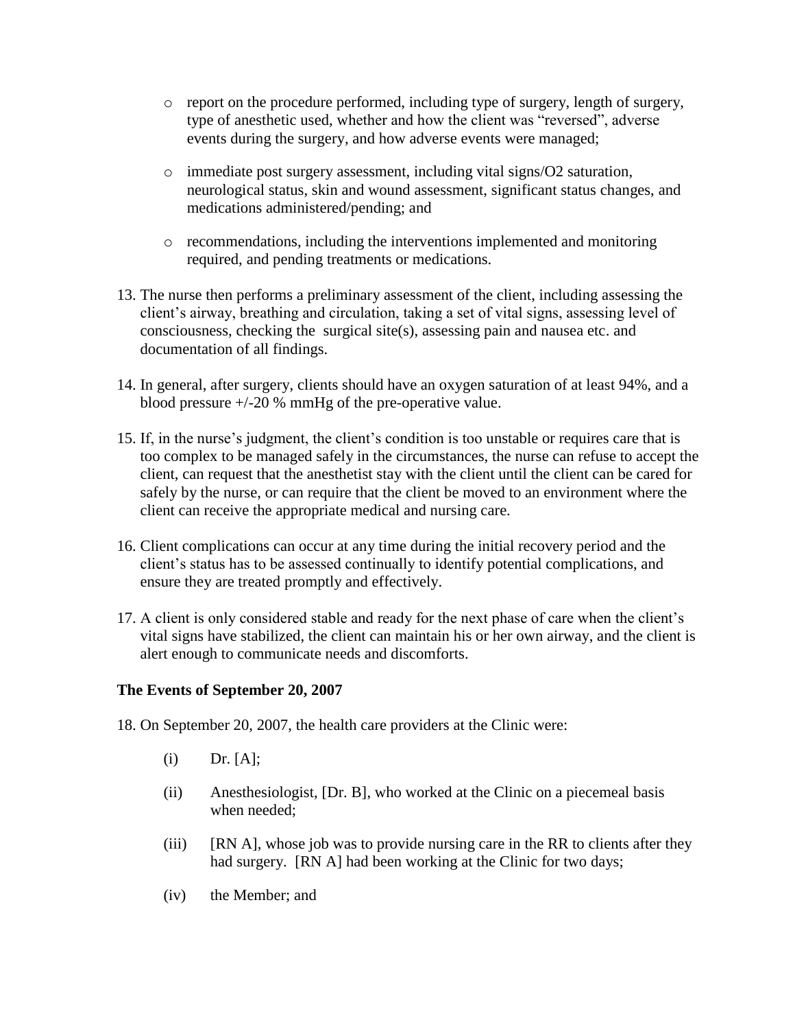- report on the procedure performed, including type of surgery, length of surgery, type of anesthetic used, whether and how the client was "reversed", adverse events during the surgery, and how adverse events were managed;
- immediate post surgery assessment, including vital signs/O2 saturation, neurological status, skin and wound assessment, significant status changes, and medications administered/pending; and
- recommendations, including the interventions implemented and monitoring required, and pending treatments or medications.

13. The nurse then performs a preliminary assessment of the client, including assessing the client's airway, breathing and circulation, taking a set of vital signs, assessing level of consciousness, checking the surgical site(s), assessing pain and nausea etc. and documentation of all findings.

14. In general, after surgery, clients should have an oxygen saturation of at least 94%, and a blood pressure +/-20 % mmHg of the pre-operative value.

15. If, in the nurse's judgment, the client's condition is too unstable or requires care that is too complex to be managed safely in the circumstances, the nurse can refuse to accept the client, can request that the anesthetist stay with the client until the client can be cared for safely by the nurse, or can require that the client be moved to an environment where the client can receive the appropriate medical and nursing care.

16. Client complications can occur at any time during the initial recovery period and the client's status has to be assessed continually to identify potential complications, and ensure they are treated promptly and effectively.

17. A client is only considered stable and ready for the next phase of care when the client's vital signs have stabilized, the client can maintain his or her own airway, and the client is alert enough to communicate needs and discomforts.

**The Events of September 20, 2007**

18. On September 20, 2007, the health care providers at the Clinic were:

    (i) Dr. [A];

    (ii) Anesthesiologist, [Dr. B], who worked at the Clinic on a piecemeal basis when needed;

    (iii) [RN A], whose job was to provide nursing care in the RR to clients after they had surgery. [RN A] had been working at the Clinic for two days;

    (iv) the Member; and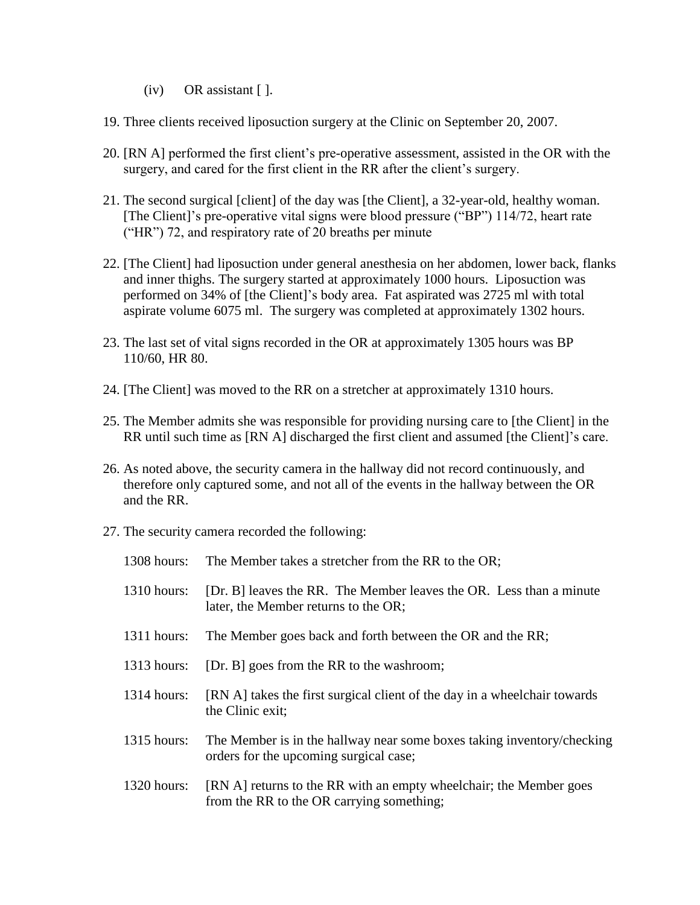(iv) OR assistant [ ].

19. Three clients received liposuction surgery at the Clinic on September 20, 2007.

20. [RN A] performed the first client's pre-operative assessment, assisted in the OR with the surgery, and cared for the first client in the RR after the client's surgery.

21. The second surgical [client] of the day was [the Client], a 32-year-old, healthy woman. [The Client]'s pre-operative vital signs were blood pressure ("BP") 114/72, heart rate ("HR") 72, and respiratory rate of 20 breaths per minute

22. [The Client] had liposuction under general anesthesia on her abdomen, lower back, flanks and inner thighs. The surgery started at approximately 1000 hours. Liposuction was performed on 34% of [the Client]'s body area. Fat aspirated was 2725 ml with total aspirate volume 6075 ml. The surgery was completed at approximately 1302 hours.

23. The last set of vital signs recorded in the OR at approximately 1305 hours was BP 110/60, HR 80.

24. [The Client] was moved to the RR on a stretcher at approximately 1310 hours.

25. The Member admits she was responsible for providing nursing care to [the Client] in the RR until such time as [RN A] discharged the first client and assumed [the Client]'s care.

26. As noted above, the security camera in the hallway did not record continuously, and therefore only captured some, and not all of the events in the hallway between the OR and the RR.

27. The security camera recorded the following:

    1308 hours: The Member takes a stretcher from the RR to the OR;

    1310 hours: [Dr. B] leaves the RR. The Member leaves the OR. Less than a minute later, the Member returns to the OR;

    1311 hours: The Member goes back and forth between the OR and the RR;

    1313 hours: [Dr. B] goes from the RR to the washroom;

    1314 hours: [RN A] takes the first surgical client of the day in a wheelchair towards the Clinic exit;

    1315 hours: The Member is in the hallway near some boxes taking inventory/checking orders for the upcoming surgical case;

    1320 hours: [RN A] returns to the RR with an empty wheelchair; the Member goes from the RR to the OR carrying something;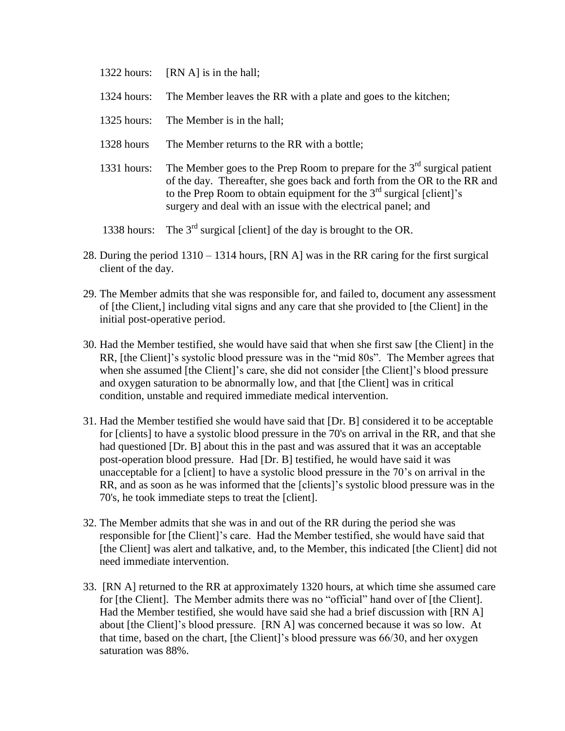| | |
|---|---|
| 1322 hours: | [RN A] is in the hall; |
| 1324 hours: | The Member leaves the RR with a plate and goes to the kitchen; |
| 1325 hours: | The Member is in the hall; |
| 1328 hours | The Member returns to the RR with a bottle; |
| 1331 hours: | The Member goes to the Prep Room to prepare for the 3rd surgical patient of the day. Thereafter, she goes back and forth from the OR to the RR and to the Prep Room to obtain equipment for the 3rd surgical [client]'s surgery and deal with an issue with the electrical panel; and |
| 1338 hours: | The 3rd surgical [client] of the day is brought to the OR. |

28. During the period 1310 – 1314 hours, [RN A] was in the RR caring for the first surgical client of the day.

29. The Member admits that she was responsible for, and failed to, document any assessment of [the Client,] including vital signs and any care that she provided to [the Client] in the initial post-operative period.

30. Had the Member testified, she would have said that when she first saw [the Client] in the RR, [the Client]'s systolic blood pressure was in the "mid 80s". The Member agrees that when she assumed [the Client]'s care, she did not consider [the Client]'s blood pressure and oxygen saturation to be abnormally low, and that [the Client] was in critical condition, unstable and required immediate medical intervention.

31. Had the Member testified she would have said that [Dr. B] considered it to be acceptable for [clients] to have a systolic blood pressure in the 70's on arrival in the RR, and that she had questioned [Dr. B] about this in the past and was assured that it was an acceptable post-operation blood pressure. Had [Dr. B] testified, he would have said it was unacceptable for a [client] to have a systolic blood pressure in the 70's on arrival in the RR, and as soon as he was informed that the [clients]'s systolic blood pressure was in the 70's, he took immediate steps to treat the [client].

32. The Member admits that she was in and out of the RR during the period she was responsible for [the Client]'s care. Had the Member testified, she would have said that [the Client] was alert and talkative, and, to the Member, this indicated [the Client] did not need immediate intervention.

33. [RN A] returned to the RR at approximately 1320 hours, at which time she assumed care for [the Client]. The Member admits there was no "official" hand over of [the Client]. Had the Member testified, she would have said she had a brief discussion with [RN A] about [the Client]'s blood pressure. [RN A] was concerned because it was so low. At that time, based on the chart, [the Client]'s blood pressure was 66/30, and her oxygen saturation was 88%.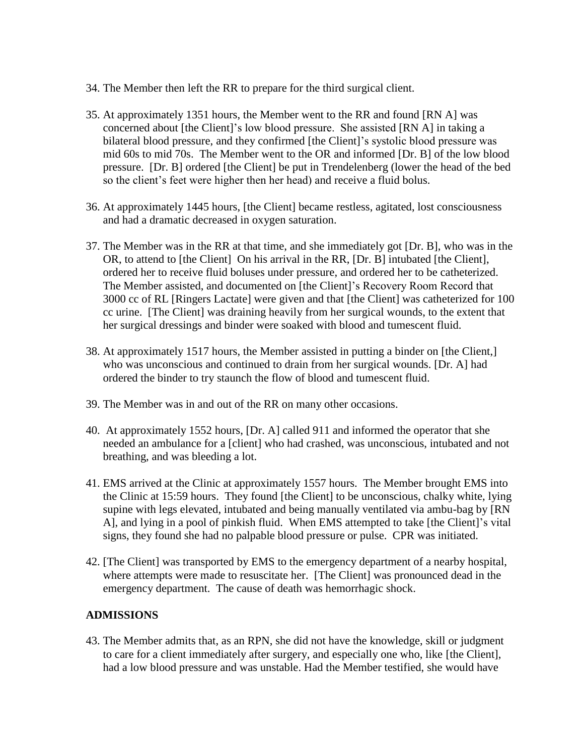34. The Member then left the RR to prepare for the third surgical client.

35. At approximately 1351 hours, the Member went to the RR and found [RN A] was concerned about [the Client]'s low blood pressure. She assisted [RN A] in taking a bilateral blood pressure, and they confirmed [the Client]'s systolic blood pressure was mid 60s to mid 70s. The Member went to the OR and informed [Dr. B] of the low blood pressure. [Dr. B] ordered [the Client] be put in Trendelenberg (lower the head of the bed so the client's feet were higher then her head) and receive a fluid bolus.

36. At approximately 1445 hours, [the Client] became restless, agitated, lost consciousness and had a dramatic decreased in oxygen saturation.

37. The Member was in the RR at that time, and she immediately got [Dr. B], who was in the OR, to attend to [the Client] On his arrival in the RR, [Dr. B] intubated [the Client], ordered her to receive fluid boluses under pressure, and ordered her to be catheterized. The Member assisted, and documented on [the Client]'s Recovery Room Record that 3000 cc of RL [Ringers Lactate] were given and that [the Client] was catheterized for 100 cc urine. [The Client] was draining heavily from her surgical wounds, to the extent that her surgical dressings and binder were soaked with blood and tumescent fluid.

38. At approximately 1517 hours, the Member assisted in putting a binder on [the Client,] who was unconscious and continued to drain from her surgical wounds. [Dr. A] had ordered the binder to try staunch the flow of blood and tumescent fluid.

39. The Member was in and out of the RR on many other occasions.

40. At approximately 1552 hours, [Dr. A] called 911 and informed the operator that she needed an ambulance for a [client] who had crashed, was unconscious, intubated and not breathing, and was bleeding a lot.

41. EMS arrived at the Clinic at approximately 1557 hours. The Member brought EMS into the Clinic at 15:59 hours. They found [the Client] to be unconscious, chalky white, lying supine with legs elevated, intubated and being manually ventilated via ambu-bag by [RN A], and lying in a pool of pinkish fluid. When EMS attempted to take [the Client]'s vital signs, they found she had no palpable blood pressure or pulse. CPR was initiated.

42. [The Client] was transported by EMS to the emergency department of a nearby hospital, where attempts were made to resuscitate her. [The Client] was pronounced dead in the emergency department. The cause of death was hemorrhagic shock.

## ADMISSIONS

43. The Member admits that, as an RPN, she did not have the knowledge, skill or judgment to care for a client immediately after surgery, and especially one who, like [the Client], had a low blood pressure and was unstable. Had the Member testified, she would have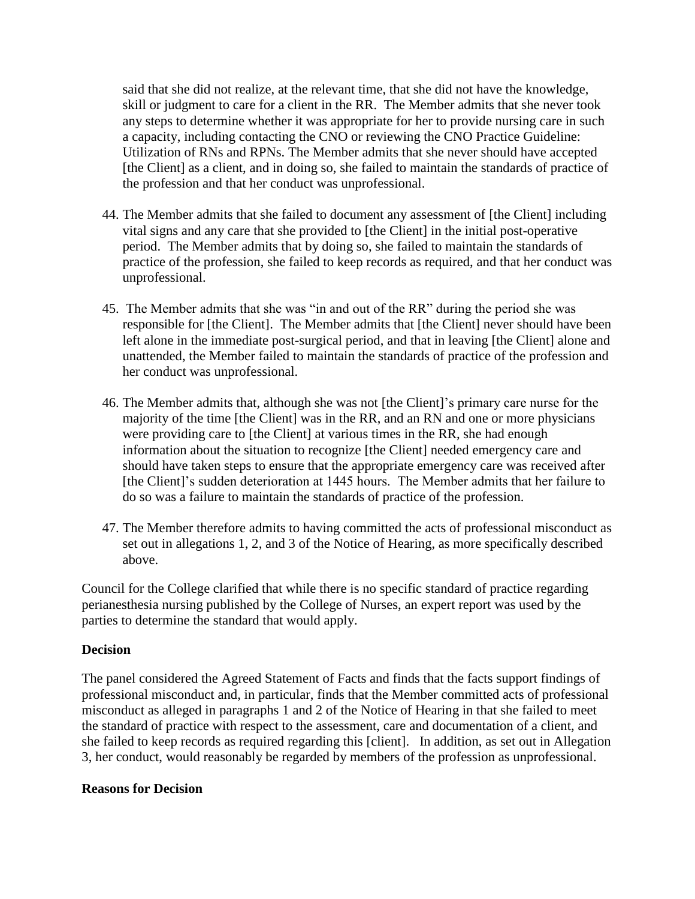said that she did not realize, at the relevant time, that she did not have the knowledge, skill or judgment to care for a client in the RR. The Member admits that she never took any steps to determine whether it was appropriate for her to provide nursing care in such a capacity, including contacting the CNO or reviewing the CNO Practice Guideline: Utilization of RNs and RPNs. The Member admits that she never should have accepted [the Client] as a client, and in doing so, she failed to maintain the standards of practice of the profession and that her conduct was unprofessional.

44. The Member admits that she failed to document any assessment of [the Client] including vital signs and any care that she provided to [the Client] in the initial post-operative period. The Member admits that by doing so, she failed to maintain the standards of practice of the profession, she failed to keep records as required, and that her conduct was unprofessional.

45. The Member admits that she was "in and out of the RR" during the period she was responsible for [the Client]. The Member admits that [the Client] never should have been left alone in the immediate post-surgical period, and that in leaving [the Client] alone and unattended, the Member failed to maintain the standards of practice of the profession and her conduct was unprofessional.

46. The Member admits that, although she was not [the Client]'s primary care nurse for the majority of the time [the Client] was in the RR, and an RN and one or more physicians were providing care to [the Client] at various times in the RR, she had enough information about the situation to recognize [the Client] needed emergency care and should have taken steps to ensure that the appropriate emergency care was received after [the Client]'s sudden deterioration at 1445 hours. The Member admits that her failure to do so was a failure to maintain the standards of practice of the profession.

47. The Member therefore admits to having committed the acts of professional misconduct as set out in allegations 1, 2, and 3 of the Notice of Hearing, as more specifically described above.

Council for the College clarified that while there is no specific standard of practice regarding perianesthesia nursing published by the College of Nurses, an expert report was used by the parties to determine the standard that would apply.

**Decision**

The panel considered the Agreed Statement of Facts and finds that the facts support findings of professional misconduct and, in particular, finds that the Member committed acts of professional misconduct as alleged in paragraphs 1 and 2 of the Notice of Hearing in that she failed to meet the standard of practice with respect to the assessment, care and documentation of a client, and she failed to keep records as required regarding this [client]. In addition, as set out in Allegation 3, her conduct, would reasonably be regarded by members of the profession as unprofessional.

**Reasons for Decision**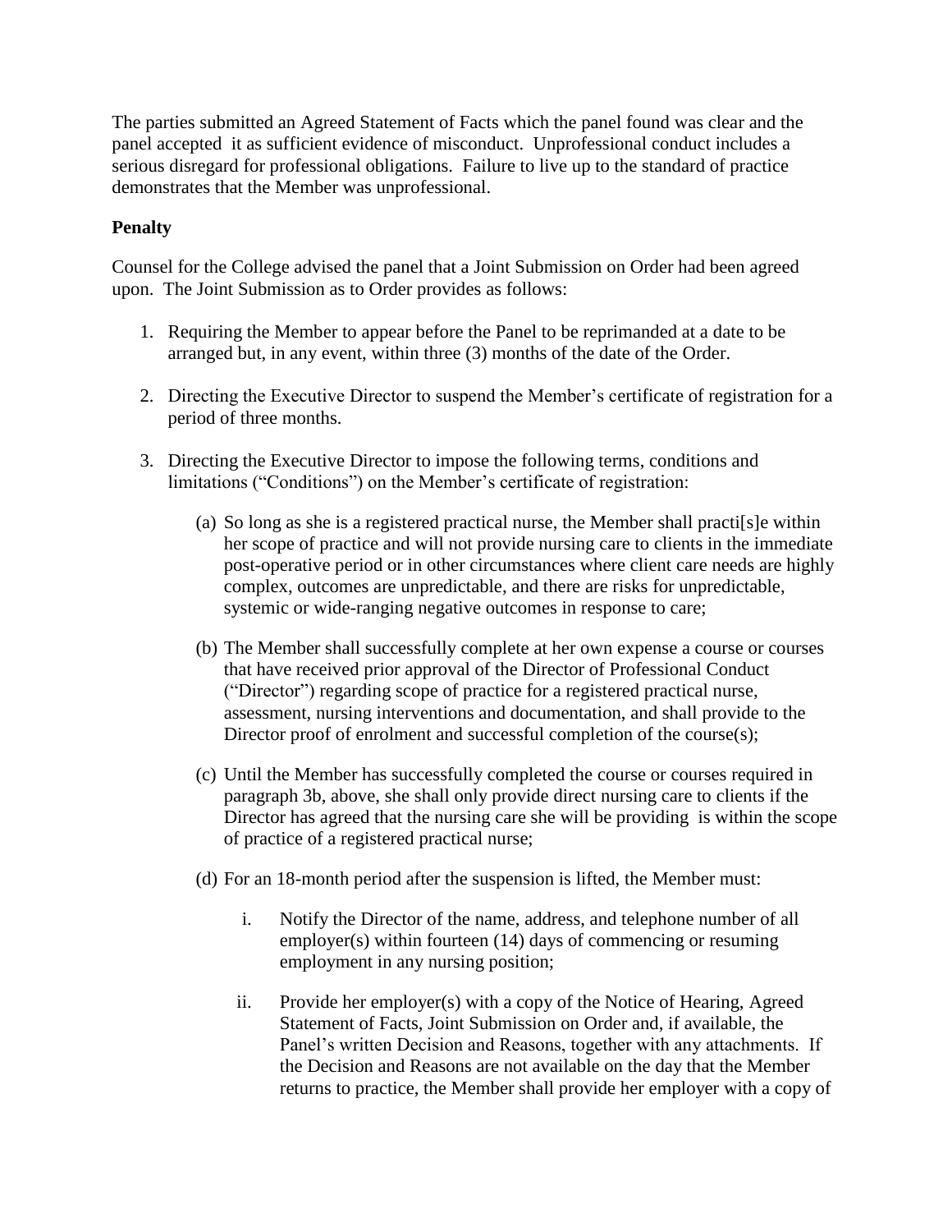The parties submitted an Agreed Statement of Facts which the panel found was clear and the panel accepted it as sufficient evidence of misconduct. Unprofessional conduct includes a serious disregard for professional obligations. Failure to live up to the standard of practice demonstrates that the Member was unprofessional.

**Penalty**

Counsel for the College advised the panel that a Joint Submission on Order had been agreed upon. The Joint Submission as to Order provides as follows:

1. Requiring the Member to appear before the Panel to be reprimanded at a date to be arranged but, in any event, within three (3) months of the date of the Order.

2. Directing the Executive Director to suspend the Member's certificate of registration for a period of three months.

3. Directing the Executive Director to impose the following terms, conditions and limitations ("Conditions") on the Member's certificate of registration:

   (a) So long as she is a registered practical nurse, the Member shall practi[s]e within her scope of practice and will not provide nursing care to clients in the immediate post-operative period or in other circumstances where client care needs are highly complex, outcomes are unpredictable, and there are risks for unpredictable, systemic or wide-ranging negative outcomes in response to care;

   (b) The Member shall successfully complete at her own expense a course or courses that have received prior approval of the Director of Professional Conduct ("Director") regarding scope of practice for a registered practical nurse, assessment, nursing interventions and documentation, and shall provide to the Director proof of enrolment and successful completion of the course(s);

   (c) Until the Member has successfully completed the course or courses required in paragraph 3b, above, she shall only provide direct nursing care to clients if the Director has agreed that the nursing care she will be providing is within the scope of practice of a registered practical nurse;

   (d) For an 18-month period after the suspension is lifted, the Member must:

      i. Notify the Director of the name, address, and telephone number of all employer(s) within fourteen (14) days of commencing or resuming employment in any nursing position;

      ii. Provide her employer(s) with a copy of the Notice of Hearing, Agreed Statement of Facts, Joint Submission on Order and, if available, the Panel's written Decision and Reasons, together with any attachments. If the Decision and Reasons are not available on the day that the Member returns to practice, the Member shall provide her employer with a copy of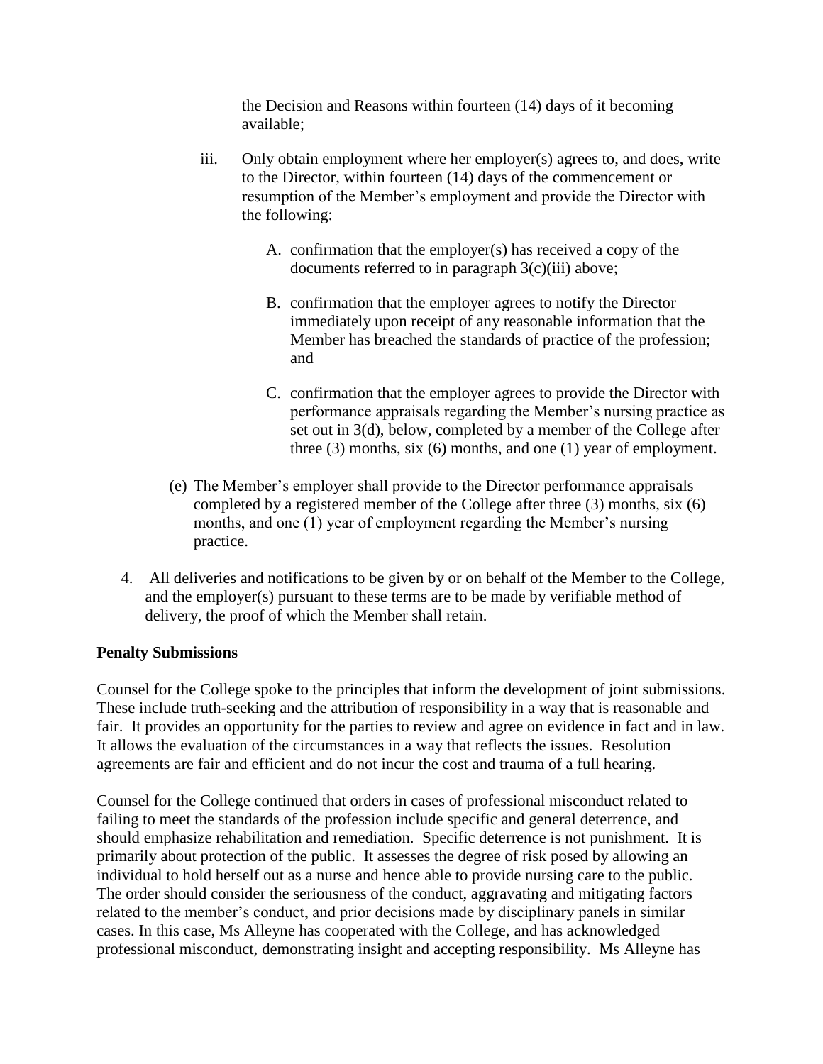the Decision and Reasons within fourteen (14) days of it becoming available;

iii. Only obtain employment where her employer(s) agrees to, and does, write to the Director, within fourteen (14) days of the commencement or resumption of the Member's employment and provide the Director with the following:

   A. confirmation that the employer(s) has received a copy of the documents referred to in paragraph 3(c)(iii) above;

   B. confirmation that the employer agrees to notify the Director immediately upon receipt of any reasonable information that the Member has breached the standards of practice of the profession; and

   C. confirmation that the employer agrees to provide the Director with performance appraisals regarding the Member's nursing practice as set out in 3(d), below, completed by a member of the College after three (3) months, six (6) months, and one (1) year of employment.

(e) The Member's employer shall provide to the Director performance appraisals completed by a registered member of the College after three (3) months, six (6) months, and one (1) year of employment regarding the Member's nursing practice.

4. All deliveries and notifications to be given by or on behalf of the Member to the College, and the employer(s) pursuant to these terms are to be made by verifiable method of delivery, the proof of which the Member shall retain.

**Penalty Submissions**

Counsel for the College spoke to the principles that inform the development of joint submissions. These include truth-seeking and the attribution of responsibility in a way that is reasonable and fair. It provides an opportunity for the parties to review and agree on evidence in fact and in law. It allows the evaluation of the circumstances in a way that reflects the issues. Resolution agreements are fair and efficient and do not incur the cost and trauma of a full hearing.

Counsel for the College continued that orders in cases of professional misconduct related to failing to meet the standards of the profession include specific and general deterrence, and should emphasize rehabilitation and remediation. Specific deterrence is not punishment. It is primarily about protection of the public. It assesses the degree of risk posed by allowing an individual to hold herself out as a nurse and hence able to provide nursing care to the public. The order should consider the seriousness of the conduct, aggravating and mitigating factors related to the member's conduct, and prior decisions made by disciplinary panels in similar cases. In this case, Ms Alleyne has cooperated with the College, and has acknowledged professional misconduct, demonstrating insight and accepting responsibility. Ms Alleyne has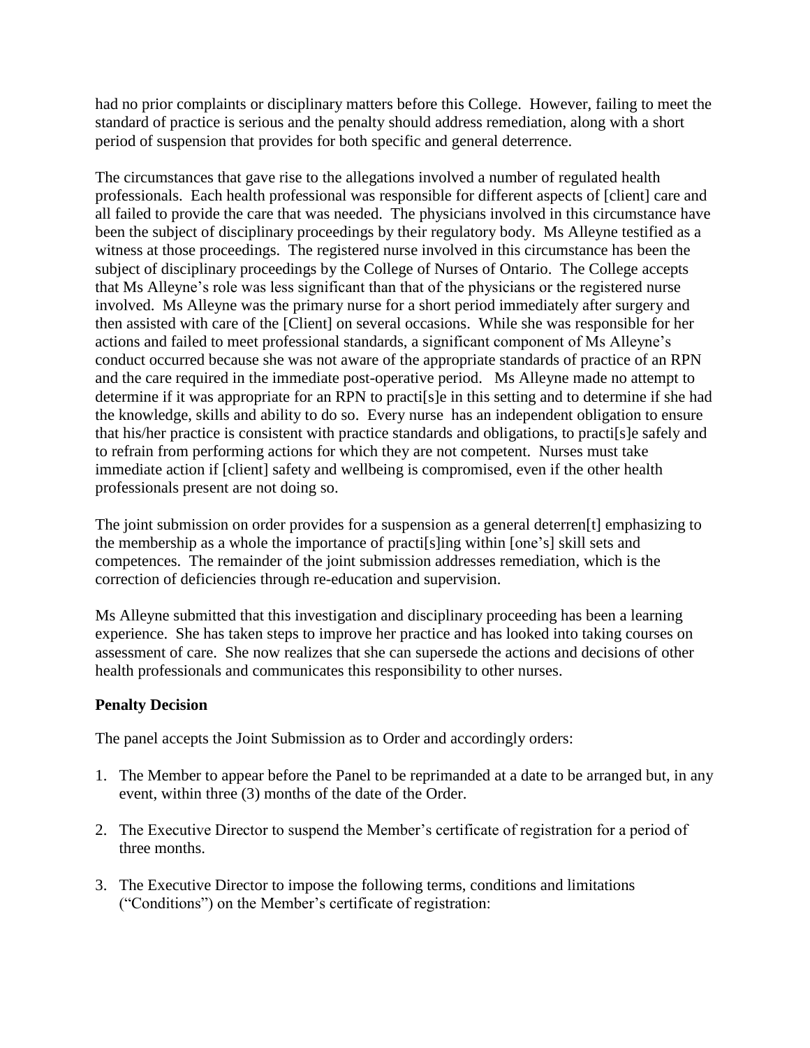had no prior complaints or disciplinary matters before this College. However, failing to meet the standard of practice is serious and the penalty should address remediation, along with a short period of suspension that provides for both specific and general deterrence.

The circumstances that gave rise to the allegations involved a number of regulated health professionals. Each health professional was responsible for different aspects of [client] care and all failed to provide the care that was needed. The physicians involved in this circumstance have been the subject of disciplinary proceedings by their regulatory body. Ms Alleyne testified as a witness at those proceedings. The registered nurse involved in this circumstance has been the subject of disciplinary proceedings by the College of Nurses of Ontario. The College accepts that Ms Alleyne's role was less significant than that of the physicians or the registered nurse involved. Ms Alleyne was the primary nurse for a short period immediately after surgery and then assisted with care of the [Client] on several occasions. While she was responsible for her actions and failed to meet professional standards, a significant component of Ms Alleyne's conduct occurred because she was not aware of the appropriate standards of practice of an RPN and the care required in the immediate post-operative period. Ms Alleyne made no attempt to determine if it was appropriate for an RPN to practi[s]e in this setting and to determine if she had the knowledge, skills and ability to do so. Every nurse has an independent obligation to ensure that his/her practice is consistent with practice standards and obligations, to practi[s]e safely and to refrain from performing actions for which they are not competent. Nurses must take immediate action if [client] safety and wellbeing is compromised, even if the other health professionals present are not doing so.

The joint submission on order provides for a suspension as a general deterren[t] emphasizing to the membership as a whole the importance of practi[s]ing within [one's] skill sets and competences. The remainder of the joint submission addresses remediation, which is the correction of deficiencies through re-education and supervision.

Ms Alleyne submitted that this investigation and disciplinary proceeding has been a learning experience. She has taken steps to improve her practice and has looked into taking courses on assessment of care. She now realizes that she can supersede the actions and decisions of other health professionals and communicates this responsibility to other nurses.

**Penalty Decision**

The panel accepts the Joint Submission as to Order and accordingly orders:

1. The Member to appear before the Panel to be reprimanded at a date to be arranged but, in any event, within three (3) months of the date of the Order.

2. The Executive Director to suspend the Member's certificate of registration for a period of three months.

3. The Executive Director to impose the following terms, conditions and limitations ("Conditions") on the Member's certificate of registration: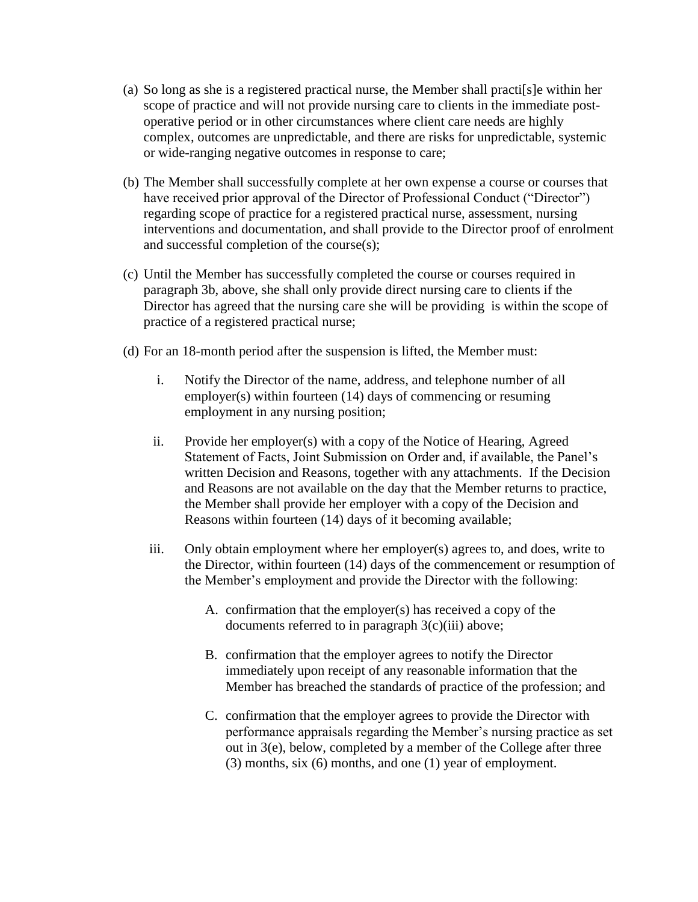(a) So long as she is a registered practical nurse, the Member shall practi[s]e within her scope of practice and will not provide nursing care to clients in the immediate post-operative period or in other circumstances where client care needs are highly complex, outcomes are unpredictable, and there are risks for unpredictable, systemic or wide-ranging negative outcomes in response to care;

(b) The Member shall successfully complete at her own expense a course or courses that have received prior approval of the Director of Professional Conduct ("Director") regarding scope of practice for a registered practical nurse, assessment, nursing interventions and documentation, and shall provide to the Director proof of enrolment and successful completion of the course(s);

(c) Until the Member has successfully completed the course or courses required in paragraph 3b, above, she shall only provide direct nursing care to clients if the Director has agreed that the nursing care she will be providing is within the scope of practice of a registered practical nurse;

(d) For an 18-month period after the suspension is lifted, the Member must:

   i. Notify the Director of the name, address, and telephone number of all employer(s) within fourteen (14) days of commencing or resuming employment in any nursing position;

   ii. Provide her employer(s) with a copy of the Notice of Hearing, Agreed Statement of Facts, Joint Submission on Order and, if available, the Panel's written Decision and Reasons, together with any attachments. If the Decision and Reasons are not available on the day that the Member returns to practice, the Member shall provide her employer with a copy of the Decision and Reasons within fourteen (14) days of it becoming available;

   iii. Only obtain employment where her employer(s) agrees to, and does, write to the Director, within fourteen (14) days of the commencement or resumption of the Member's employment and provide the Director with the following:

      A. confirmation that the employer(s) has received a copy of the documents referred to in paragraph 3(c)(iii) above;

      B. confirmation that the employer agrees to notify the Director immediately upon receipt of any reasonable information that the Member has breached the standards of practice of the profession; and

      C. confirmation that the employer agrees to provide the Director with performance appraisals regarding the Member's nursing practice as set out in 3(e), below, completed by a member of the College after three (3) months, six (6) months, and one (1) year of employment.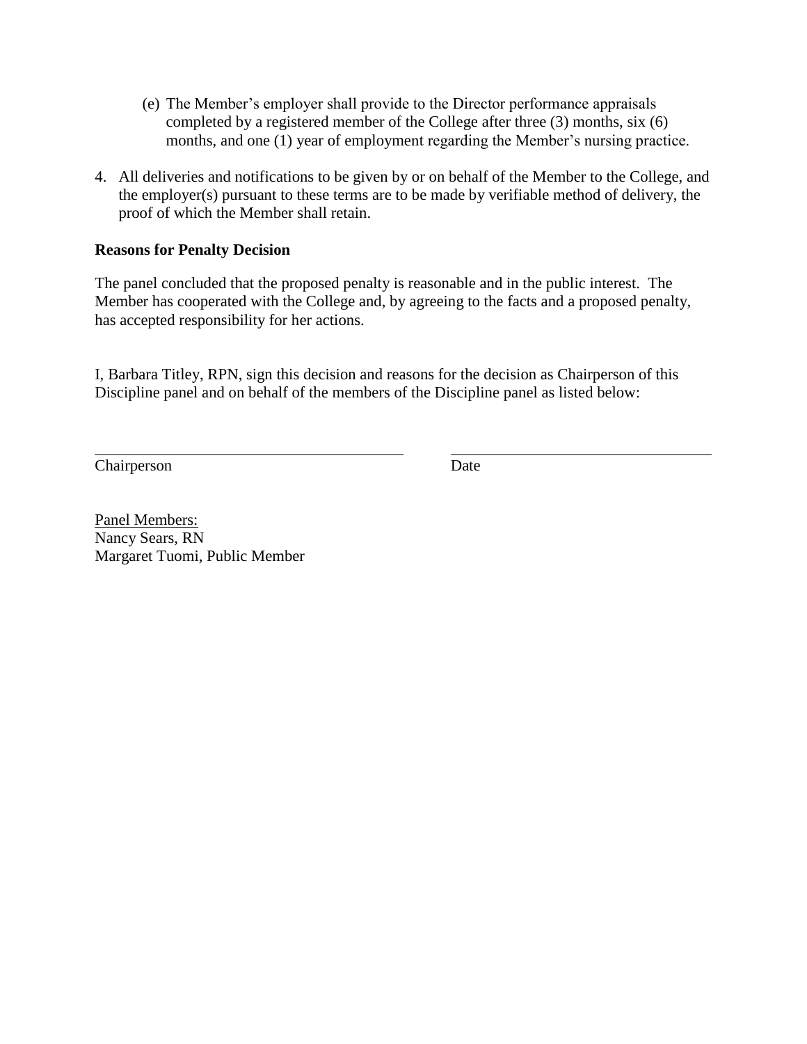(e) The Member's employer shall provide to the Director performance appraisals completed by a registered member of the College after three (3) months, six (6) months, and one (1) year of employment regarding the Member's nursing practice.

4. All deliveries and notifications to be given by or on behalf of the Member to the College, and the employer(s) pursuant to these terms are to be made by verifiable method of delivery, the proof of which the Member shall retain.

**Reasons for Penalty Decision**

The panel concluded that the proposed penalty is reasonable and in the public interest. The Member has cooperated with the College and, by agreeing to the facts and a proposed penalty, has accepted responsibility for her actions.

I, Barbara Titley, RPN, sign this decision and reasons for the decision as Chairperson of this Discipline panel and on behalf of the members of the Discipline panel as listed below:

\_\_\_\_\_\_\_\_\_\_\_\_\_\_\_\_\_\_\_\_\_\_\_\_\_\_\_\_\_\_ \_\_\_\_\_\_\_\_\_\_\_\_\_\_\_\_\_\_\_\_\_\_\_\_\_

Chairperson Date

<u>Panel Members:</u>
Nancy Sears, RN
Margaret Tuomi, Public Member